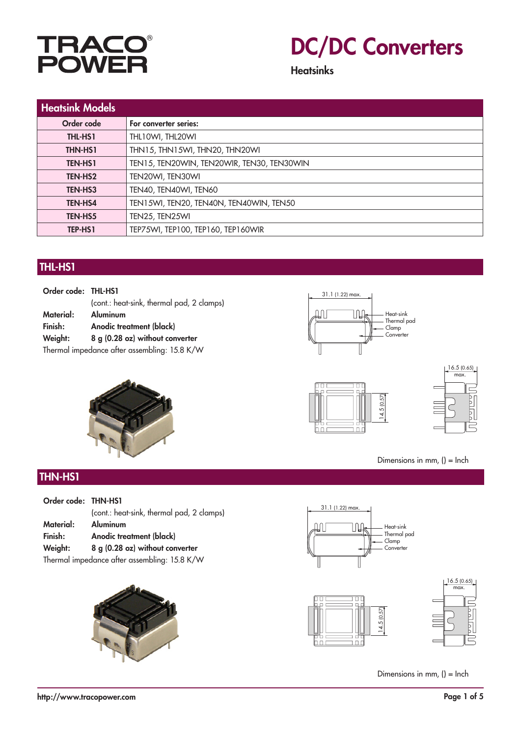# DC/DC Converters

## Heatsinks

## Heatsink Models

| Order code | For converter series: |
|---|---|
| THL-HS1 | THL10WI, THL20WI |
| THN-HS1 | THN15, THN15WI, THN20, THN20WI |
| TEN-HS1 | TEN15, TEN20WIN, TEN20WIR, TEN30, TEN30WIN |
| TEN-HS2 | TEN20WI, TEN30WI |
| TEN-HS3 | TEN40, TEN40WI, TEN60 |
| TEN-HS4 | TEN15WI, TEN20, TEN40N, TEN40WIN, TEN50 |
| TEN-HS5 | TEN25, TEN25WI |
| TEP-HS1 | TEP75WI, TEP100, TEP160, TEP160WIR |

## THL-HS1

**Order code:** **THL-HS1**
(cont.: heat-sink, thermal pad, 2 clamps)
**Material:** **Aluminum**
**Finish:** **Anodic treatment (black)**
**Weight:** **8 g (0.28 oz) without converter**
Thermal impedance after assembling: 15.8 K/W

31.1 (1.22) max.
Heat-sink
Thermal pad
Clamp
Converter
14.5 (0.57)
16.5 (0.65) max.

Dimensions in mm, () = Inch

## THN-HS1

**Order code:** **THN-HS1**
(cont.: heat-sink, thermal pad, 2 clamps)
**Material:** **Aluminum**
**Finish:** **Anodic treatment (black)**
**Weight:** **8 g (0.28 oz) without converter**
Thermal impedance after assembling: 15.8 K/W

31.1 (1.22) max.
Heat-sink
Thermal pad
Clamp
Converter
14.5 (0.57)
16.5 (0.65) max.

Dimensions in mm, () = Inch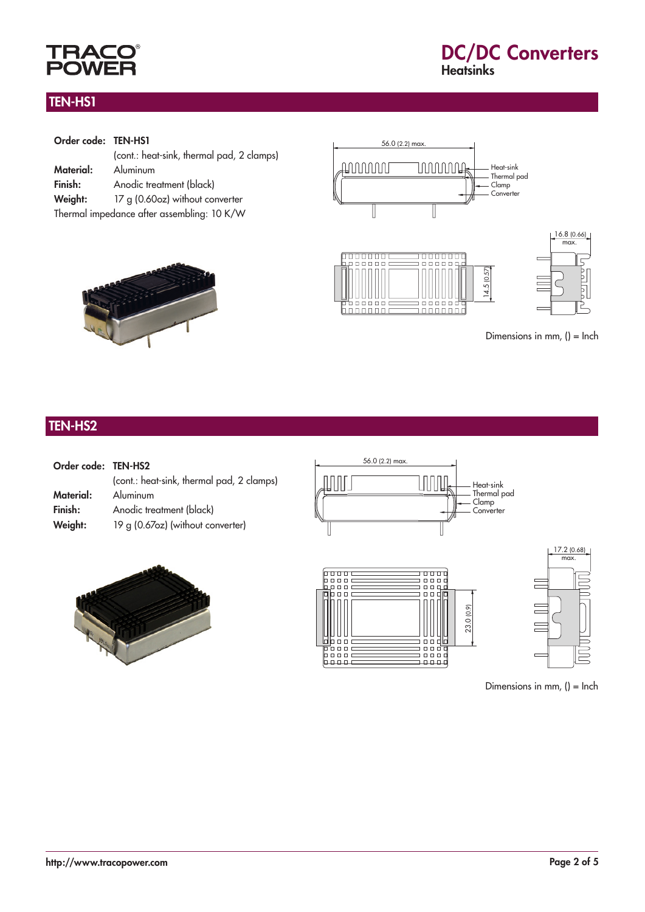## TEN-HS1

**Order code:** **TEN-HS1**
(cont.: heat-sink, thermal pad, 2 clamps)
**Material:** Aluminum
**Finish:** Anodic treatment (black)
**Weight:** 17 g (0.60oz) without converter
Thermal impedance after assembling: 10 K/W

56.0 (2.2) max.
Heat-sink
Thermal pad
Clamp
Converter
16.8 (0.66) max.
14.5 (0.57)

Dimensions in mm, () = Inch

## TEN-HS2

**Order code:** **TEN-HS2**
(cont.: heat-sink, thermal pad, 2 clamps)
**Material:** Aluminum
**Finish:** Anodic treatment (black)
**Weight:** 19 g (0.67oz) (without converter)

56.0 (2.2) max.
Heat-sink
Thermal pad
Clamp
Converter
17.2 (0.68) max.
23.0 (0.9)

Dimensions in mm, () = Inch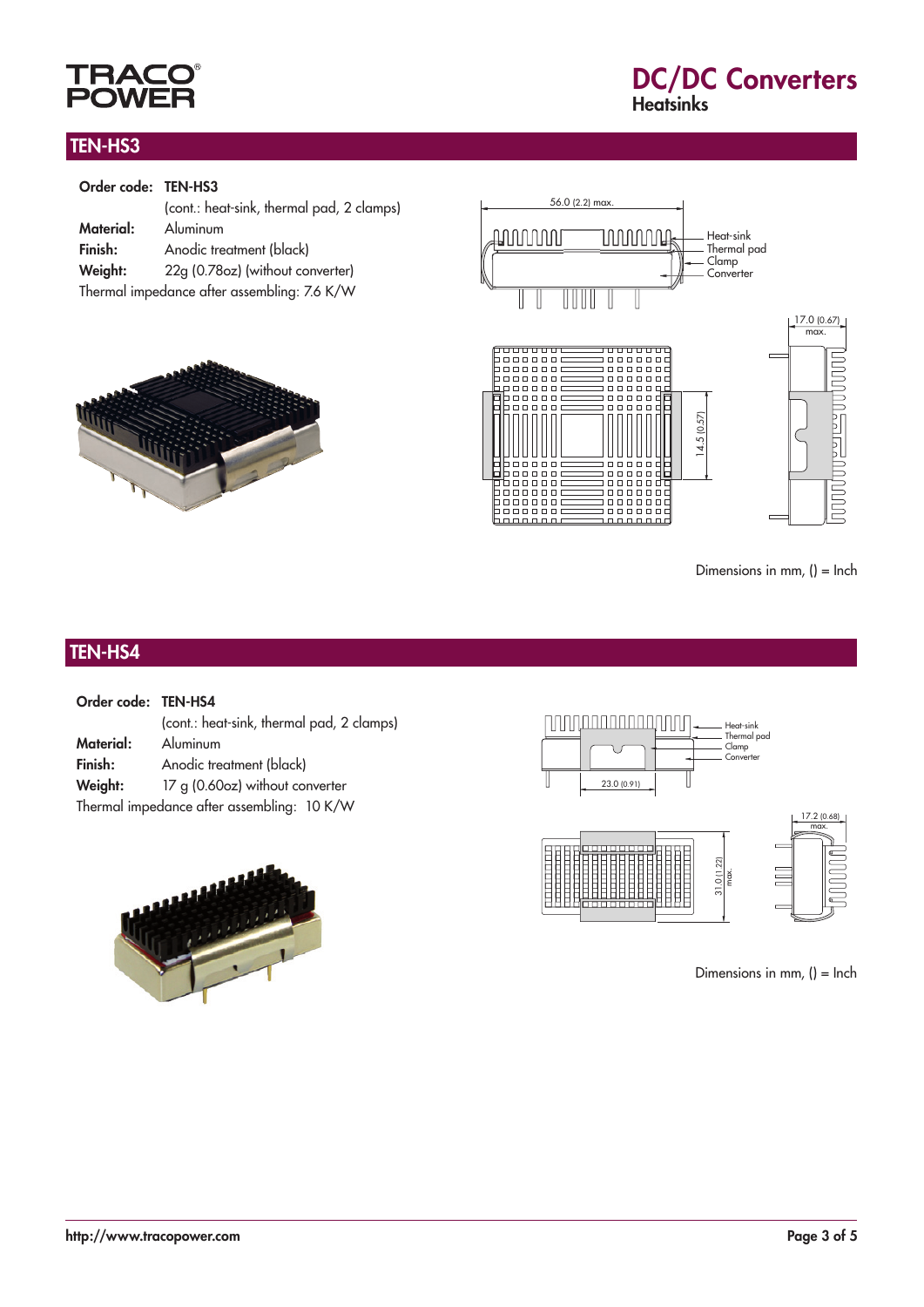## TEN-HS3

**Order code:** **TEN-HS3**
(cont.: heat-sink, thermal pad, 2 clamps)
**Material:** Aluminum
**Finish:** Anodic treatment (black)
**Weight:** 22g (0.78oz) (without converter)
Thermal impedance after assembling: 7.6 K/W

Dimensions in mm, () = Inch

## TEN-HS4

**Order code:** **TEN-HS4**
(cont.: heat-sink, thermal pad, 2 clamps)
**Material:** Aluminum
**Finish:** Anodic treatment (black)
**Weight:** 17 g (0.60oz) without converter
Thermal impedance after assembling: 10 K/W

Dimensions in mm, () = Inch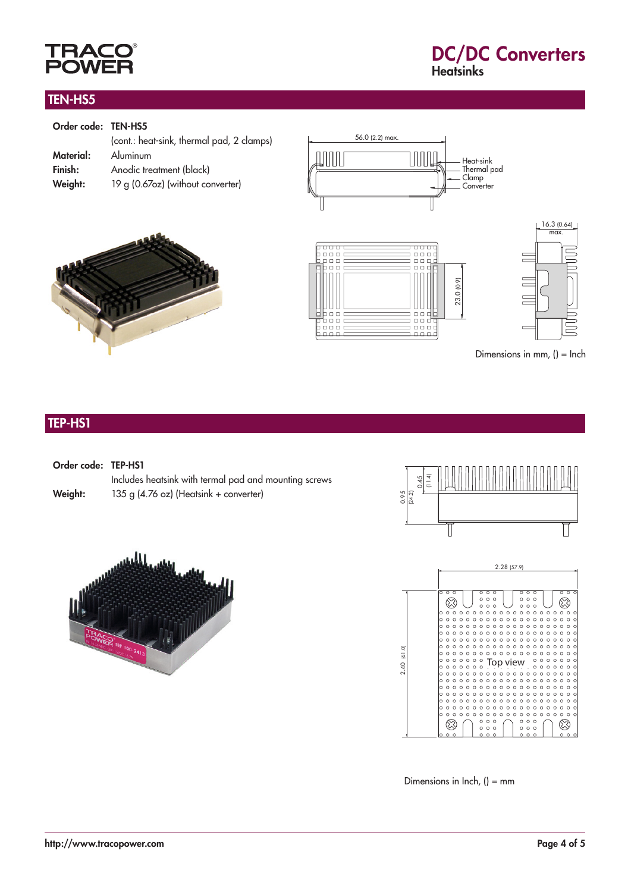## TEN-HS5

| | |
|---|---|
| **Order code:** | **TEN-HS5** |
| | (cont.: heat-sink, thermal pad, 2 clamps) |
| **Material:** | Aluminum |
| **Finish:** | Anodic treatment (black) |
| **Weight:** | 19 g (0.67oz) (without converter) |

56.0 (2.2) max.

Heat-sink
Thermal pad
Clamp
Converter

23.0 (0.9)

16.3 (0.64) max.

Dimensions in mm, () = Inch

## TEP-HS1

| | |
|---|---|
| **Order code:** | **TEP-HS1** |
| | Includes heatsink with termal pad and mounting screws |
| **Weight:** | 135 g (4.76 oz) (Heatsink + converter) |

0.95 (24.2)

0.45 (11.4)

2.28 (57.9)

2.40 (61.0)

Top view

Dimensions in Inch, () = mm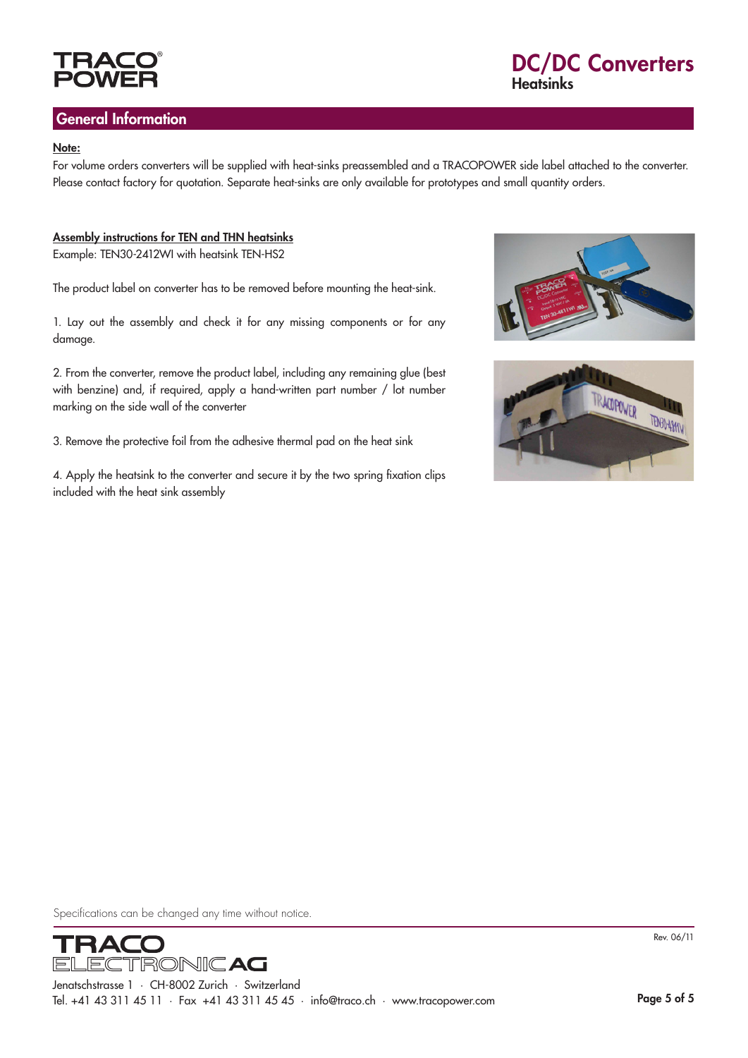## General Information

**Note:**

For volume orders converters will be supplied with heat-sinks preassembled and a TRACOPOWER side label attached to the converter. Please contact factory for quotation. Separate heat-sinks are only available for prototypes and small quantity orders.

**Assembly instructions for TEN and THN heatsinks**

Example: TEN30-2412WI with heatsink TEN-HS2

The product label on converter has to be removed before mounting the heat-sink.

1. Lay out the assembly and check it for any missing components or for any damage.

2. From the converter, remove the product label, including any remaining glue (best with benzine) and, if required, apply a hand-written part number / lot number marking on the side wall of the converter

3. Remove the protective foil from the adhesive thermal pad on the heat sink

4. Apply the heatsink to the converter and secure it by the two spring fixation clips included with the heat sink assembly

Specifications can be changed any time without notice.

Rev. 06/11